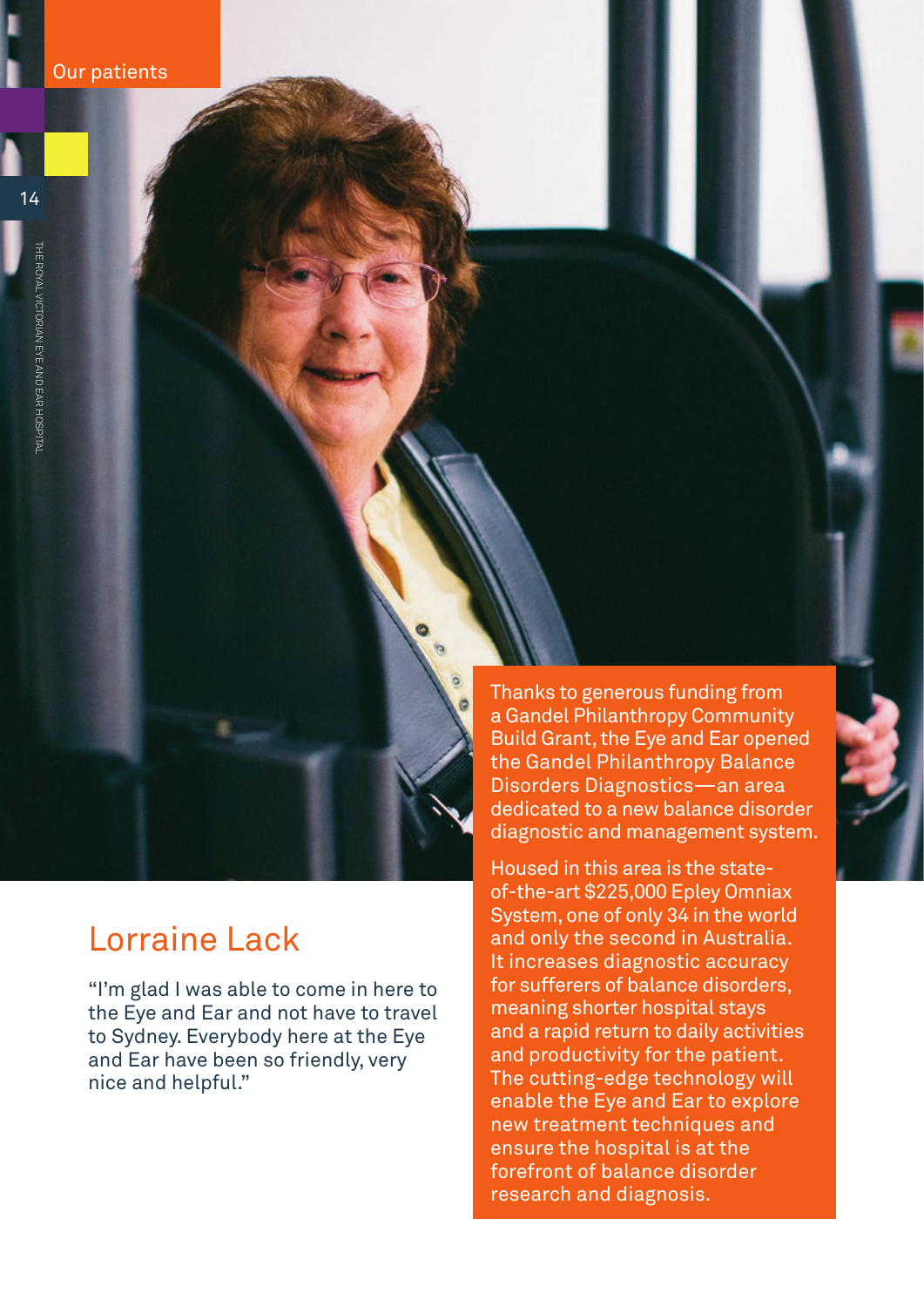Our patients

## Lorraine Lack

"I'm glad I was able to come in here to the Eye and Ear and not have to travel to Sydney. Everybody here at the Eye and Ear have been so friendly, very nice and helpful."

Thanks to generous funding from a Gandel Philanthropy Community Build Grant, the Eye and Ear opened the Gandel Philanthropy Balance Disorders Diagnostics—an area dedicated to a new balance disorder diagnostic and management system.

Housed in this area is the state-of-the-art $225,000 Epley Omniax System, one of only 34 in the world and only the second in Australia. It increases diagnostic accuracy for sufferers of balance disorders, meaning shorter hospital stays and a rapid return to daily activities and productivity for the patient. The cutting-edge technology will enable the Eye and Ear to explore new treatment techniques and ensure the hospital is at the forefront of balance disorder research and diagnosis.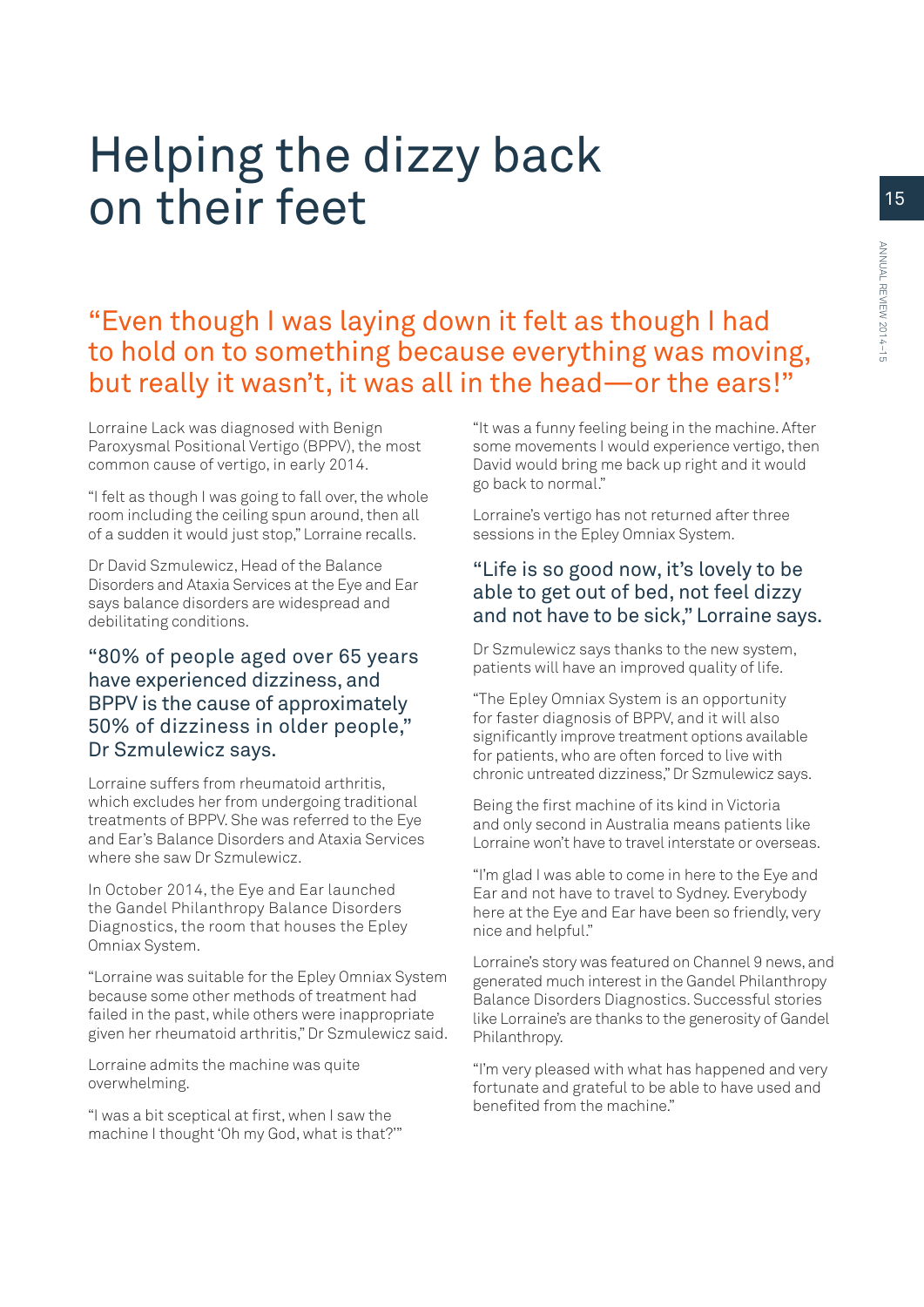# Helping the dizzy back on their feet

## "Even though I was laying down it felt as though I had to hold on to something because everything was moving, but really it wasn't, it was all in the head—or the ears!"

Lorraine Lack was diagnosed with Benign Paroxysmal Positional Vertigo (BPPV), the most common cause of vertigo, in early 2014.

"I felt as though I was going to fall over, the whole room including the ceiling spun around, then all of a sudden it would just stop," Lorraine recalls.

Dr David Szmulewicz, Head of the Balance Disorders and Ataxia Services at the Eye and Ear says balance disorders are widespread and debilitating conditions.

### "80% of people aged over 65 years have experienced dizziness, and BPPV is the cause of approximately 50% of dizziness in older people," Dr Szmulewicz says.

Lorraine suffers from rheumatoid arthritis, which excludes her from undergoing traditional treatments of BPPV. She was referred to the Eye and Ear's Balance Disorders and Ataxia Services where she saw Dr Szmulewicz.

In October 2014, the Eye and Ear launched the Gandel Philanthropy Balance Disorders Diagnostics, the room that houses the Epley Omniax System.

"Lorraine was suitable for the Epley Omniax System because some other methods of treatment had failed in the past, while others were inappropriate given her rheumatoid arthritis," Dr Szmulewicz said.

Lorraine admits the machine was quite overwhelming.

"I was a bit sceptical at first, when I saw the machine I thought 'Oh my God, what is that?'"

"It was a funny feeling being in the machine. After some movements I would experience vertigo, then David would bring me back up right and it would go back to normal."

Lorraine's vertigo has not returned after three sessions in the Epley Omniax System.

### "Life is so good now, it's lovely to be able to get out of bed, not feel dizzy and not have to be sick," Lorraine says.

Dr Szmulewicz says thanks to the new system, patients will have an improved quality of life.

"The Epley Omniax System is an opportunity for faster diagnosis of BPPV, and it will also significantly improve treatment options available for patients, who are often forced to live with chronic untreated dizziness," Dr Szmulewicz says.

Being the first machine of its kind in Victoria and only second in Australia means patients like Lorraine won't have to travel interstate or overseas.

"I'm glad I was able to come in here to the Eye and Ear and not have to travel to Sydney. Everybody here at the Eye and Ear have been so friendly, very nice and helpful."

Lorraine's story was featured on Channel 9 news, and generated much interest in the Gandel Philanthropy Balance Disorders Diagnostics. Successful stories like Lorraine's are thanks to the generosity of Gandel Philanthropy.

"I'm very pleased with what has happened and very fortunate and grateful to be able to have used and benefited from the machine."